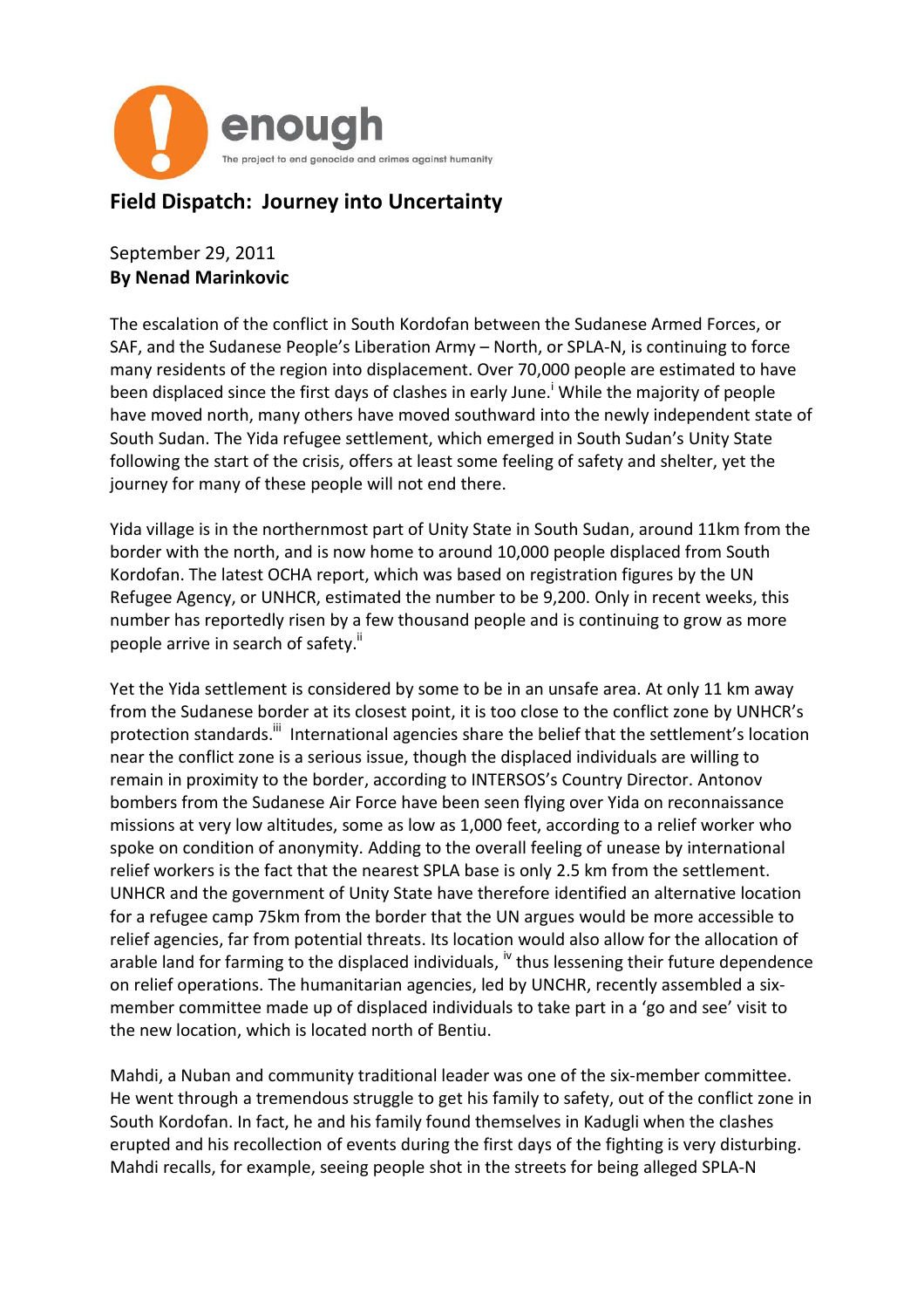enough

The project to end genocide and crimes against humanity

# Field Dispatch: Journey into Uncertainty

September 29, 2011
**By Nenad Marinkovic**

The escalation of the conflict in South Kordofan between the Sudanese Armed Forces, or SAF, and the Sudanese People's Liberation Army – North, or SPLA-N, is continuing to force many residents of the region into displacement. Over 70,000 people are estimated to have been displaced since the first days of clashes in early June.[i] While the majority of people have moved north, many others have moved southward into the newly independent state of South Sudan. The Yida refugee settlement, which emerged in South Sudan's Unity State following the start of the crisis, offers at least some feeling of safety and shelter, yet the journey for many of these people will not end there.

Yida village is in the northernmost part of Unity State in South Sudan, around 11km from the border with the north, and is now home to around 10,000 people displaced from South Kordofan. The latest OCHA report, which was based on registration figures by the UN Refugee Agency, or UNHCR, estimated the number to be 9,200. Only in recent weeks, this number has reportedly risen by a few thousand people and is continuing to grow as more people arrive in search of safety.[ii]

Yet the Yida settlement is considered by some to be in an unsafe area. At only 11 km away from the Sudanese border at its closest point, it is too close to the conflict zone by UNHCR's protection standards.[iii] International agencies share the belief that the settlement's location near the conflict zone is a serious issue, though the displaced individuals are willing to remain in proximity to the border, according to INTERSOS's Country Director. Antonov bombers from the Sudanese Air Force have been seen flying over Yida on reconnaissance missions at very low altitudes, some as low as 1,000 feet, according to a relief worker who spoke on condition of anonymity. Adding to the overall feeling of unease by international relief workers is the fact that the nearest SPLA base is only 2.5 km from the settlement. UNHCR and the government of Unity State have therefore identified an alternative location for a refugee camp 75km from the border that the UN argues would be more accessible to relief agencies, far from potential threats. Its location would also allow for the allocation of arable land for farming to the displaced individuals, [iv] thus lessening their future dependence on relief operations. The humanitarian agencies, led by UNCHR, recently assembled a six-member committee made up of displaced individuals to take part in a 'go and see' visit to the new location, which is located north of Bentiu.

Mahdi, a Nuban and community traditional leader was one of the six-member committee. He went through a tremendous struggle to get his family to safety, out of the conflict zone in South Kordofan. In fact, he and his family found themselves in Kadugli when the clashes erupted and his recollection of events during the first days of the fighting is very disturbing. Mahdi recalls, for example, seeing people shot in the streets for being alleged SPLA-N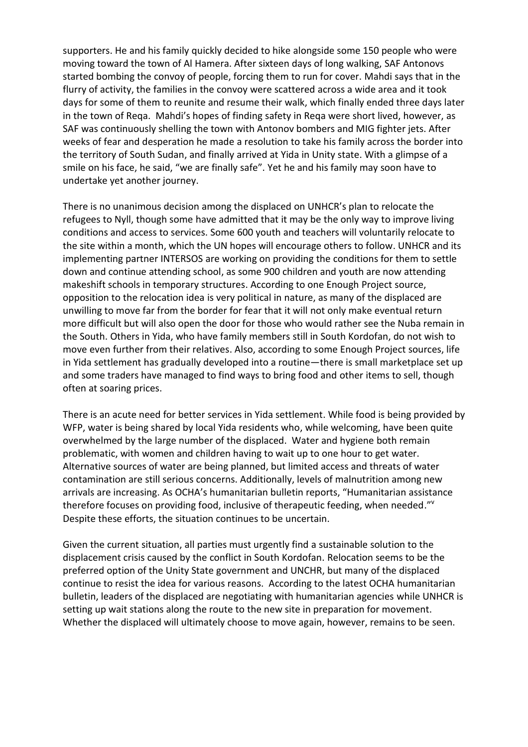supporters. He and his family quickly decided to hike alongside some 150 people who were moving toward the town of Al Hamera. After sixteen days of long walking, SAF Antonovs started bombing the convoy of people, forcing them to run for cover. Mahdi says that in the flurry of activity, the families in the convoy were scattered across a wide area and it took days for some of them to reunite and resume their walk, which finally ended three days later in the town of Reqa. Mahdi's hopes of finding safety in Reqa were short lived, however, as SAF was continuously shelling the town with Antonov bombers and MIG fighter jets. After weeks of fear and desperation he made a resolution to take his family across the border into the territory of South Sudan, and finally arrived at Yida in Unity state. With a glimpse of a smile on his face, he said, "we are finally safe". Yet he and his family may soon have to undertake yet another journey.

There is no unanimous decision among the displaced on UNHCR's plan to relocate the refugees to Nyll, though some have admitted that it may be the only way to improve living conditions and access to services. Some 600 youth and teachers will voluntarily relocate to the site within a month, which the UN hopes will encourage others to follow. UNHCR and its implementing partner INTERSOS are working on providing the conditions for them to settle down and continue attending school, as some 900 children and youth are now attending makeshift schools in temporary structures. According to one Enough Project source, opposition to the relocation idea is very political in nature, as many of the displaced are unwilling to move far from the border for fear that it will not only make eventual return more difficult but will also open the door for those who would rather see the Nuba remain in the South. Others in Yida, who have family members still in South Kordofan, do not wish to move even further from their relatives. Also, according to some Enough Project sources, life in Yida settlement has gradually developed into a routine—there is small marketplace set up and some traders have managed to find ways to bring food and other items to sell, though often at soaring prices.

There is an acute need for better services in Yida settlement. While food is being provided by WFP, water is being shared by local Yida residents who, while welcoming, have been quite overwhelmed by the large number of the displaced. Water and hygiene both remain problematic, with women and children having to wait up to one hour to get water. Alternative sources of water are being planned, but limited access and threats of water contamination are still serious concerns. Additionally, levels of malnutrition among new arrivals are increasing. As OCHA's humanitarian bulletin reports, "Humanitarian assistance therefore focuses on providing food, inclusive of therapeutic feeding, when needed."[v] Despite these efforts, the situation continues to be uncertain.

Given the current situation, all parties must urgently find a sustainable solution to the displacement crisis caused by the conflict in South Kordofan. Relocation seems to be the preferred option of the Unity State government and UNCHR, but many of the displaced continue to resist the idea for various reasons. According to the latest OCHA humanitarian bulletin, leaders of the displaced are negotiating with humanitarian agencies while UNHCR is setting up wait stations along the route to the new site in preparation for movement. Whether the displaced will ultimately choose to move again, however, remains to be seen.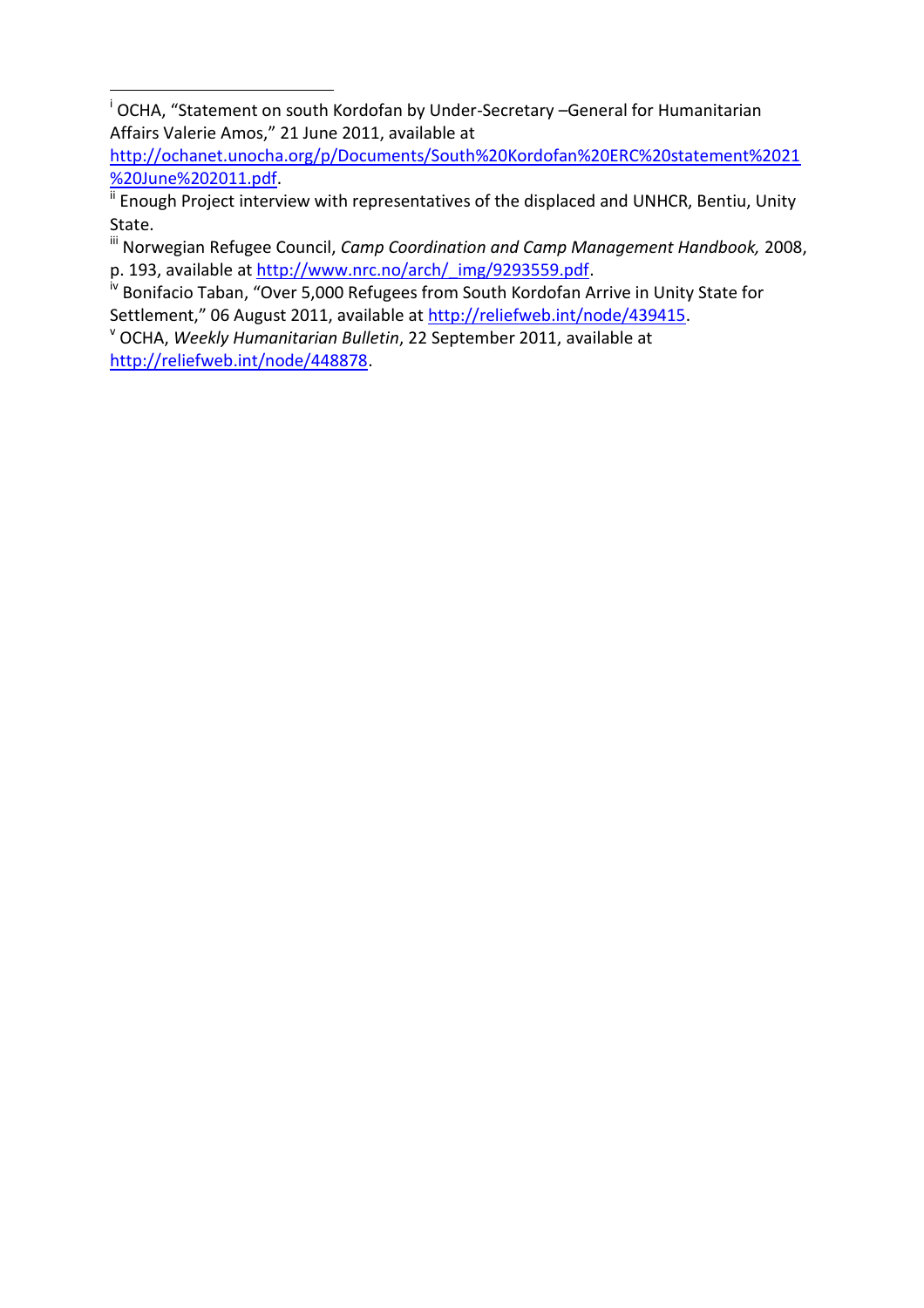[i] OCHA, “Statement on south Kordofan by Under-Secretary –General for Humanitarian Affairs Valerie Amos,” 21 June 2011, available at http://ochanet.unocha.org/p/Documents/South%20Kordofan%20ERC%20statement%2021%20June%202011.pdf.

[ii] Enough Project interview with representatives of the displaced and UNHCR, Bentiu, Unity State.

[iii] Norwegian Refugee Council, *Camp Coordination and Camp Management Handbook,* 2008, p. 193, available at http://www.nrc.no/arch/_img/9293559.pdf.

[iv] Bonifacio Taban, “Over 5,000 Refugees from South Kordofan Arrive in Unity State for Settlement,” 06 August 2011, available at http://reliefweb.int/node/439415.

[v] OCHA, *Weekly Humanitarian Bulletin*, 22 September 2011, available at http://reliefweb.int/node/448878.